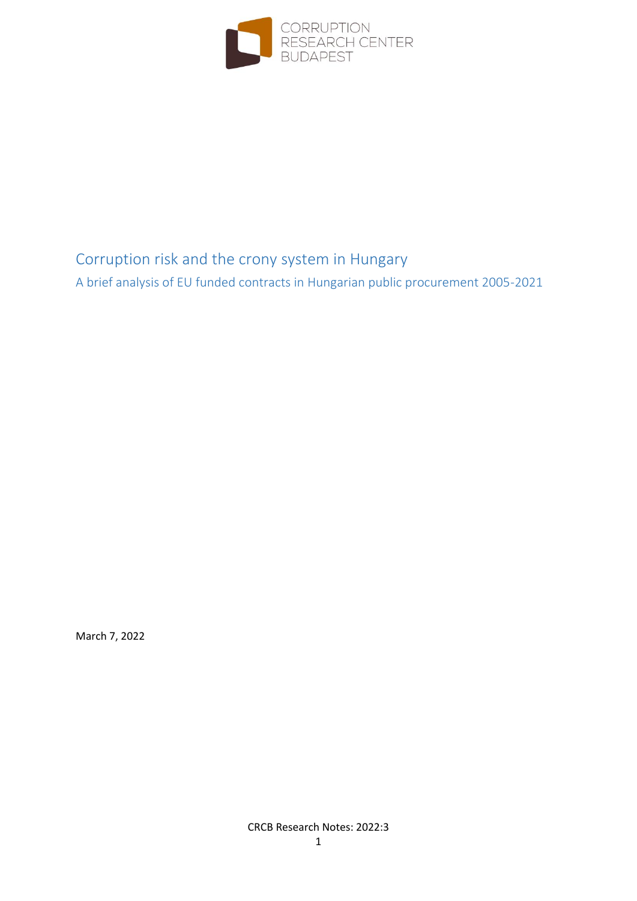CORRUPTION RESEARCH CENTER BUDAPEST

# Corruption risk and the crony system in Hungary

## A brief analysis of EU funded contracts in Hungarian public procurement 2005-2021

March 7, 2022

CRCB Research Notes: 2022:3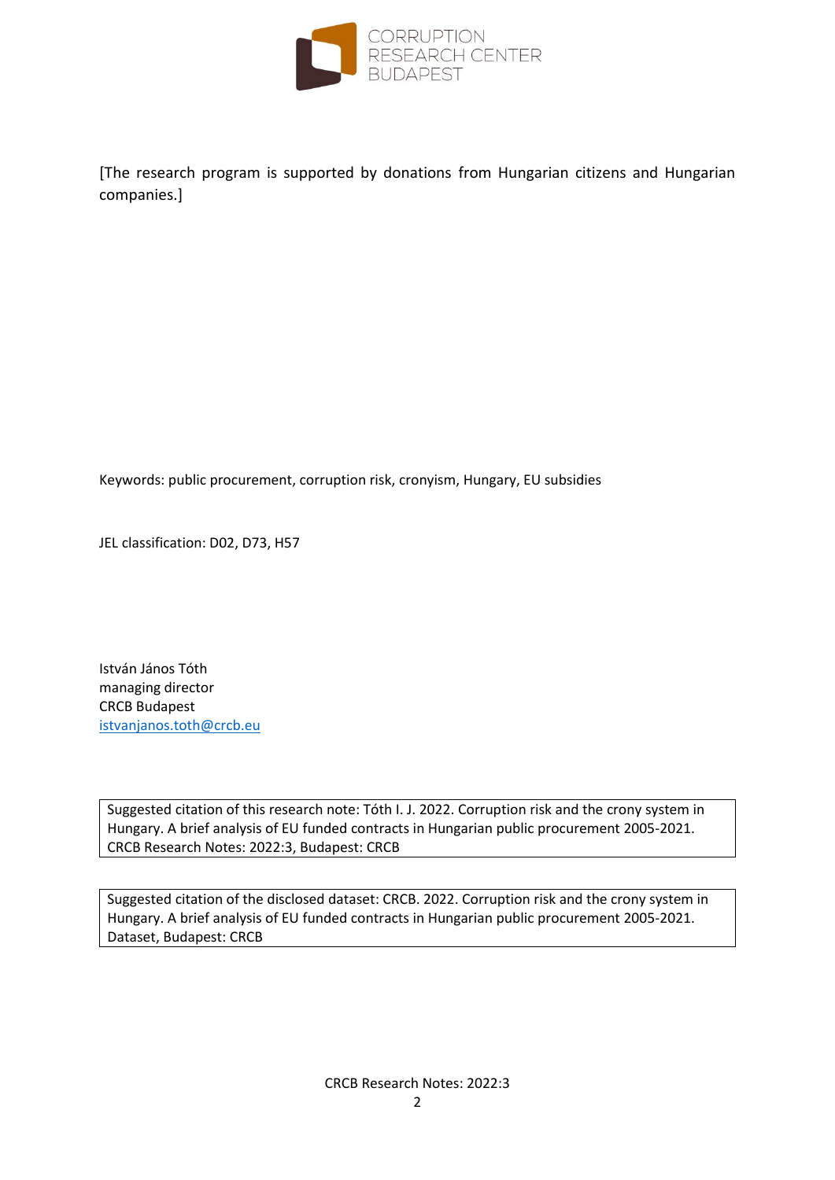CORRUPTION RESEARCH CENTER BUDAPEST

[The research program is supported by donations from Hungarian citizens and Hungarian companies.]

Keywords: public procurement, corruption risk, cronyism, Hungary, EU subsidies

JEL classification: D02, D73, H57

István János Tóth
managing director
CRCB Budapest
istvanjanos.toth@crcb.eu

Suggested citation of this research note: Tóth I. J. 2022. Corruption risk and the crony system in Hungary. A brief analysis of EU funded contracts in Hungarian public procurement 2005-2021. CRCB Research Notes: 2022:3, Budapest: CRCB

Suggested citation of the disclosed dataset: CRCB. 2022. Corruption risk and the crony system in Hungary. A brief analysis of EU funded contracts in Hungarian public procurement 2005-2021. Dataset, Budapest: CRCB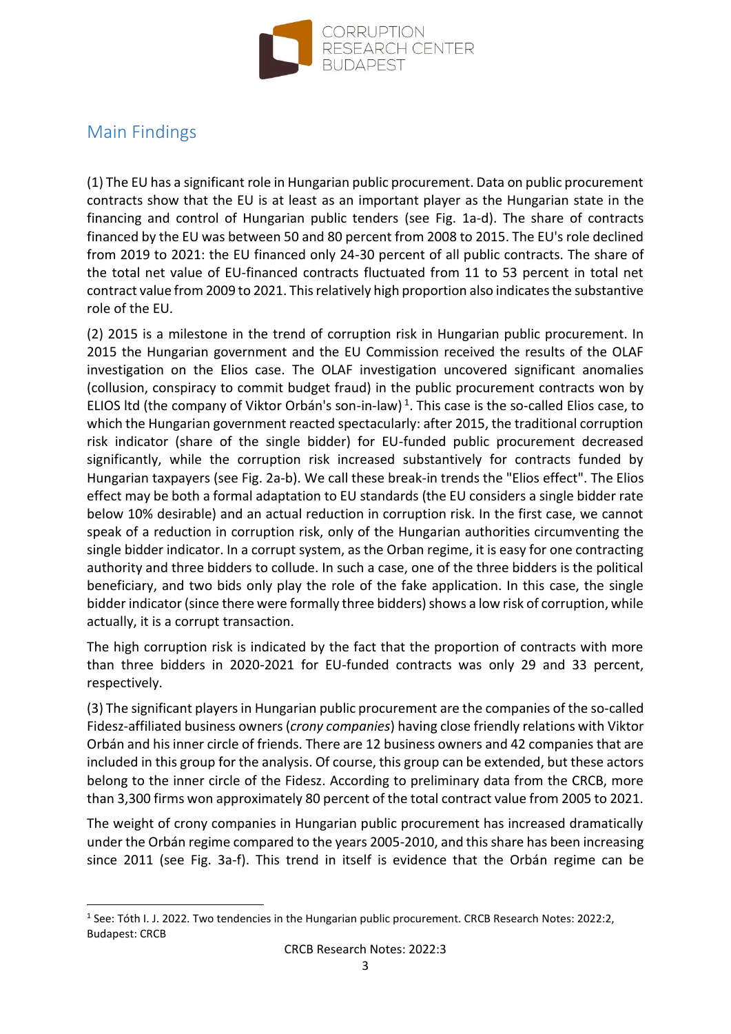## Main Findings

(1) The EU has a significant role in Hungarian public procurement. Data on public procurement contracts show that the EU is at least as an important player as the Hungarian state in the financing and control of Hungarian public tenders (see Fig. 1a-d). The share of contracts financed by the EU was between 50 and 80 percent from 2008 to 2015. The EU's role declined from 2019 to 2021: the EU financed only 24-30 percent of all public contracts. The share of the total net value of EU-financed contracts fluctuated from 11 to 53 percent in total net contract value from 2009 to 2021. This relatively high proportion also indicates the substantive role of the EU.

(2) 2015 is a milestone in the trend of corruption risk in Hungarian public procurement. In 2015 the Hungarian government and the EU Commission received the results of the OLAF investigation on the Elios case. The OLAF investigation uncovered significant anomalies (collusion, conspiracy to commit budget fraud) in the public procurement contracts won by ELIOS ltd (the company of Viktor Orbán's son-in-law) [1]. This case is the so-called Elios case, to which the Hungarian government reacted spectacularly: after 2015, the traditional corruption risk indicator (share of the single bidder) for EU-funded public procurement decreased significantly, while the corruption risk increased substantively for contracts funded by Hungarian taxpayers (see Fig. 2a-b). We call these break-in trends the "Elios effect". The Elios effect may be both a formal adaptation to EU standards (the EU considers a single bidder rate below 10% desirable) and an actual reduction in corruption risk. In the first case, we cannot speak of a reduction in corruption risk, only of the Hungarian authorities circumventing the single bidder indicator. In a corrupt system, as the Orban regime, it is easy for one contracting authority and three bidders to collude. In such a case, one of the three bidders is the political beneficiary, and two bids only play the role of the fake application. In this case, the single bidder indicator (since there were formally three bidders) shows a low risk of corruption, while actually, it is a corrupt transaction.

The high corruption risk is indicated by the fact that the proportion of contracts with more than three bidders in 2020-2021 for EU-funded contracts was only 29 and 33 percent, respectively.

(3) The significant players in Hungarian public procurement are the companies of the so-called Fidesz-affiliated business owners (*crony companies*) having close friendly relations with Viktor Orbán and his inner circle of friends. There are 12 business owners and 42 companies that are included in this group for the analysis. Of course, this group can be extended, but these actors belong to the inner circle of the Fidesz. According to preliminary data from the CRCB, more than 3,300 firms won approximately 80 percent of the total contract value from 2005 to 2021.

The weight of crony companies in Hungarian public procurement has increased dramatically under the Orbán regime compared to the years 2005-2010, and this share has been increasing since 2011 (see Fig. 3a-f). This trend in itself is evidence that the Orbán regime can be

---

[1] See: Tóth I. J. 2022. Two tendencies in the Hungarian public procurement. CRCB Research Notes: 2022:2, Budapest: CRCB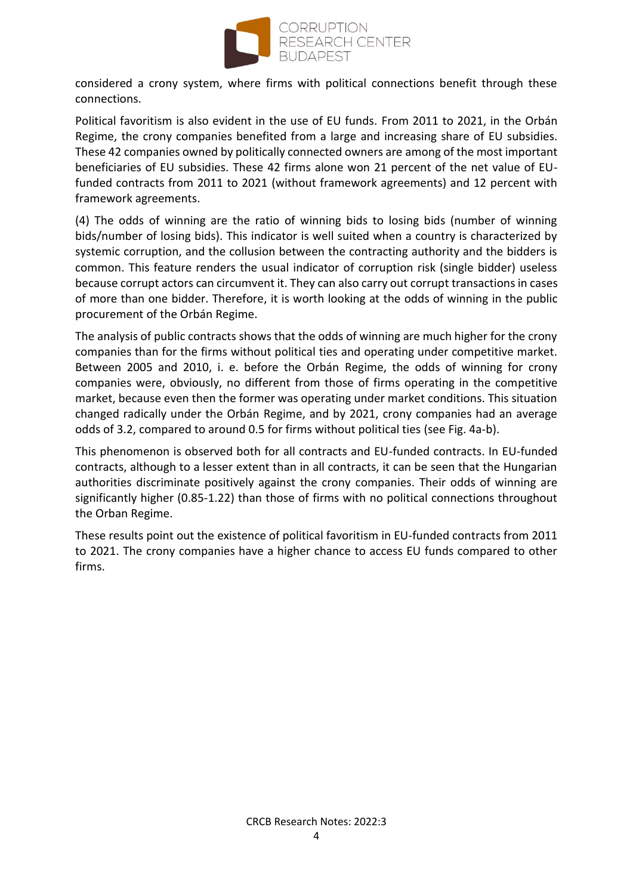considered a crony system, where firms with political connections benefit through these connections.

Political favoritism is also evident in the use of EU funds. From 2011 to 2021, in the Orbán Regime, the crony companies benefited from a large and increasing share of EU subsidies. These 42 companies owned by politically connected owners are among of the most important beneficiaries of EU subsidies. These 42 firms alone won 21 percent of the net value of EU-funded contracts from 2011 to 2021 (without framework agreements) and 12 percent with framework agreements.

(4) The odds of winning are the ratio of winning bids to losing bids (number of winning bids/number of losing bids). This indicator is well suited when a country is characterized by systemic corruption, and the collusion between the contracting authority and the bidders is common. This feature renders the usual indicator of corruption risk (single bidder) useless because corrupt actors can circumvent it. They can also carry out corrupt transactions in cases of more than one bidder. Therefore, it is worth looking at the odds of winning in the public procurement of the Orbán Regime.

The analysis of public contracts shows that the odds of winning are much higher for the crony companies than for the firms without political ties and operating under competitive market. Between 2005 and 2010, i. e. before the Orbán Regime, the odds of winning for crony companies were, obviously, no different from those of firms operating in the competitive market, because even then the former was operating under market conditions. This situation changed radically under the Orbán Regime, and by 2021, crony companies had an average odds of 3.2, compared to around 0.5 for firms without political ties (see Fig. 4a-b).

This phenomenon is observed both for all contracts and EU-funded contracts. In EU-funded contracts, although to a lesser extent than in all contracts, it can be seen that the Hungarian authorities discriminate positively against the crony companies. Their odds of winning are significantly higher (0.85-1.22) than those of firms with no political connections throughout the Orban Regime.

These results point out the existence of political favoritism in EU-funded contracts from 2011 to 2021. The crony companies have a higher chance to access EU funds compared to other firms.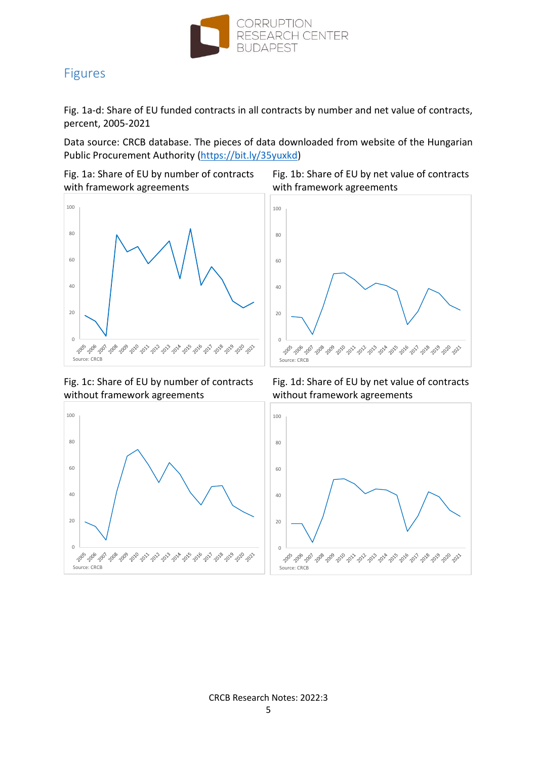## Figures

Fig. 1a-d: Share of EU funded contracts in all contracts by number and net value of contracts, percent, 2005-2021

Data source: CRCB database. The pieces of data downloaded from website of the Hungarian Public Procurement Authority (https://bit.ly/35yuxkd)

Fig. 1a: Share of EU by number of contracts with framework agreements

Source: CRCB

Fig. 1b: Share of EU by net value of contracts with framework agreements

Source: CRCB

Fig. 1c: Share of EU by number of contracts without framework agreements

Source: CRCB

Fig. 1d: Share of EU by net value of contracts without framework agreements

Source: CRCB

CRCB Research Notes: 2022:3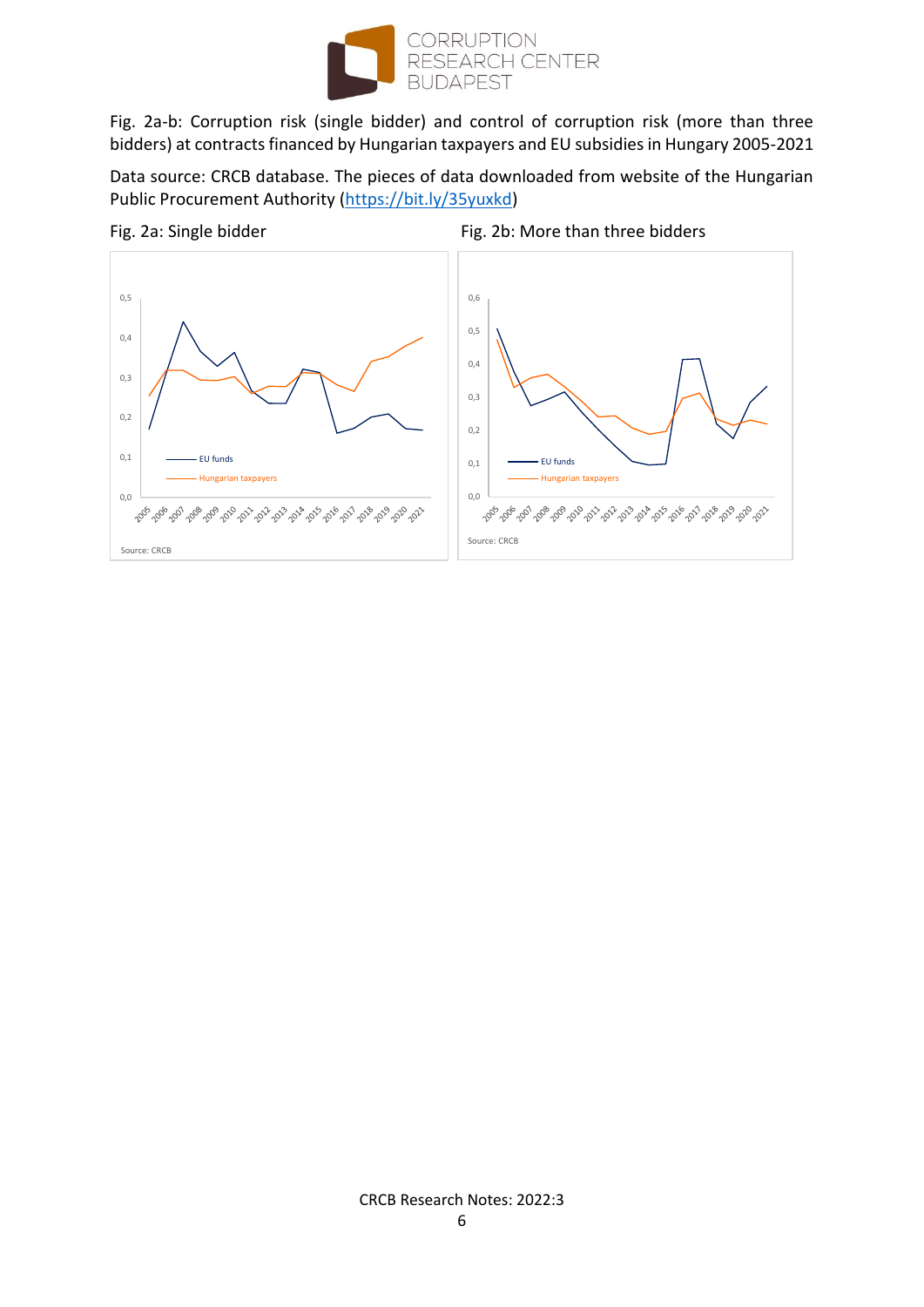Fig. 2a-b: Corruption risk (single bidder) and control of corruption risk (more than three bidders) at contracts financed by Hungarian taxpayers and EU subsidies in Hungary 2005-2021

Data source: CRCB database. The pieces of data downloaded from website of the Hungarian Public Procurement Authority (https://bit.ly/35yuxkd)

Fig. 2a: Single bidder

Fig. 2b: More than three bidders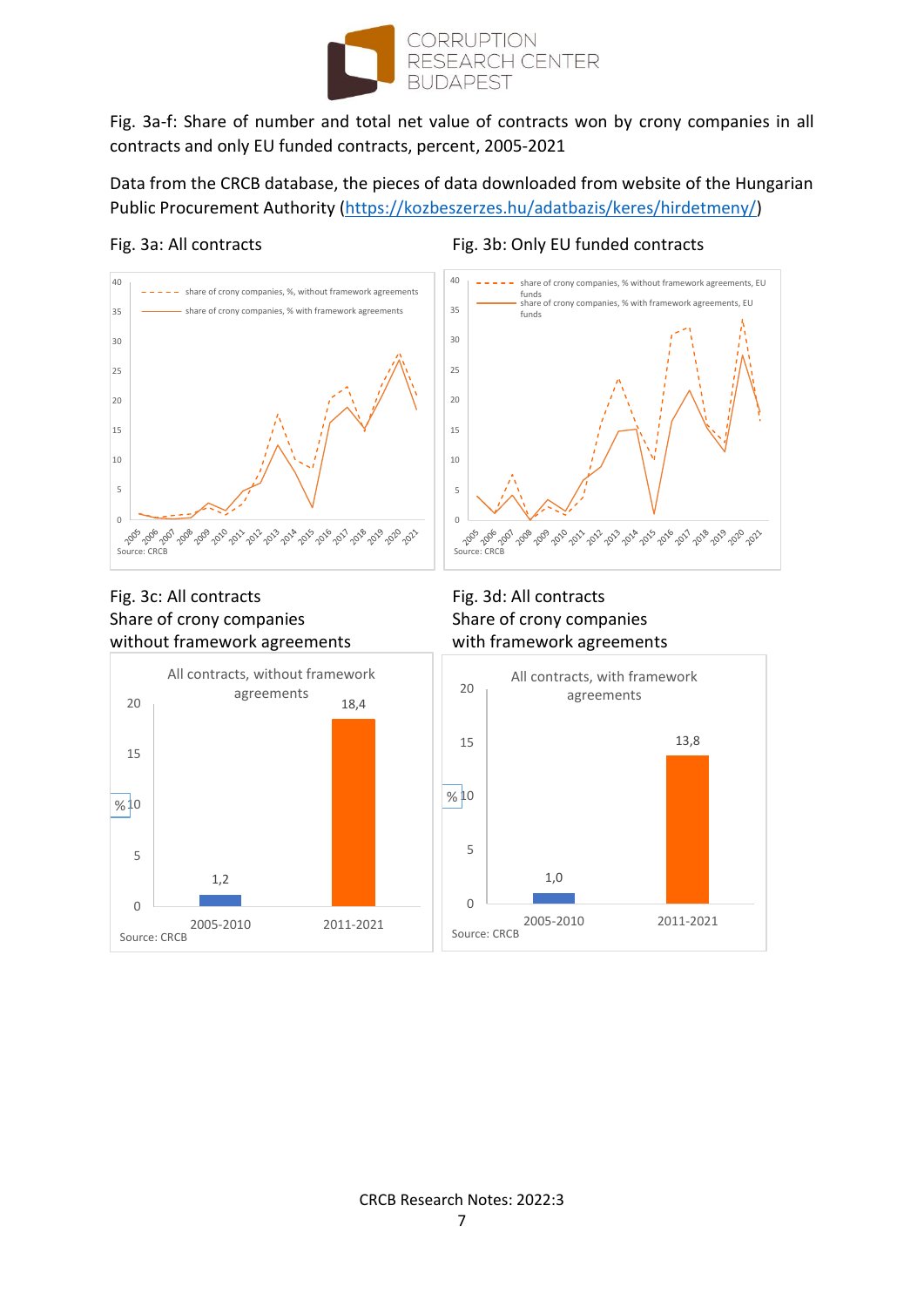Fig. 3a-f: Share of number and total net value of contracts won by crony companies in all contracts and only EU funded contracts, percent, 2005-2021

Data from the CRCB database, the pieces of data downloaded from website of the Hungarian Public Procurement Authority (https://kozbeszerzes.hu/adatbazis/keres/hirdetmeny/)

Fig. 3a: All contracts

Fig. 3b: Only EU funded contracts

Fig. 3c: All contracts
Share of crony companies
without framework agreements

Fig. 3d: All contracts
Share of crony companies
with framework agreements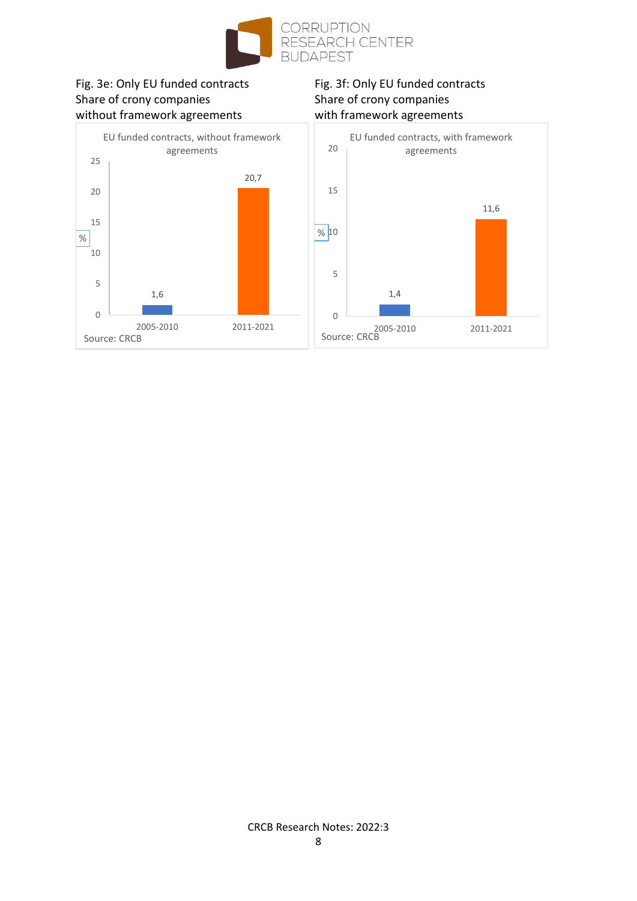Fig. 3e: Only EU funded contracts
Share of crony companies
without framework agreements

EU funded contracts, without framework agreements

| | % |
|---|---|
| 2005-2010 | 1,6 |
| 2011-2021 | 20,7 |

Source: CRCB

Fig. 3f: Only EU funded contracts
Share of crony companies
with framework agreements

EU funded contracts, with framework agreements

| | % |
|---|---|
| 2005-2010 | 1,4 |
| 2011-2021 | 11,6 |

Source: CRCB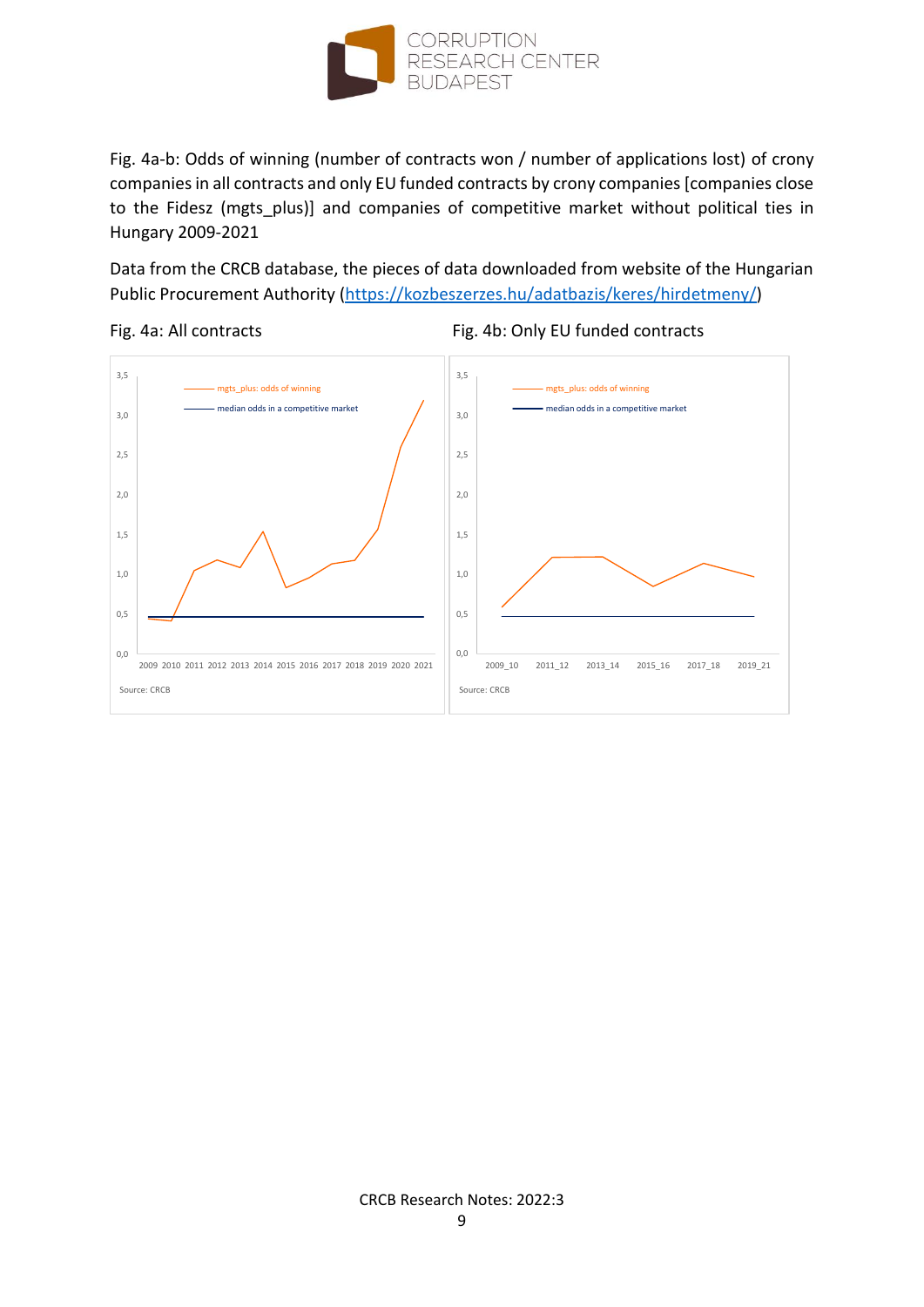Fig. 4a-b: Odds of winning (number of contracts won / number of applications lost) of crony companies in all contracts and only EU funded contracts by crony companies [companies close to the Fidesz (mgts_plus)] and companies of competitive market without political ties in Hungary 2009-2021

Data from the CRCB database, the pieces of data downloaded from website of the Hungarian Public Procurement Authority ([https://kozbeszerzes.hu/adatbazis/keres/hirdetmeny/](https://kozbeszerzes.hu/adatbazis/keres/hirdetmeny/))

Fig. 4a: All contracts

Fig. 4b: Only EU funded contracts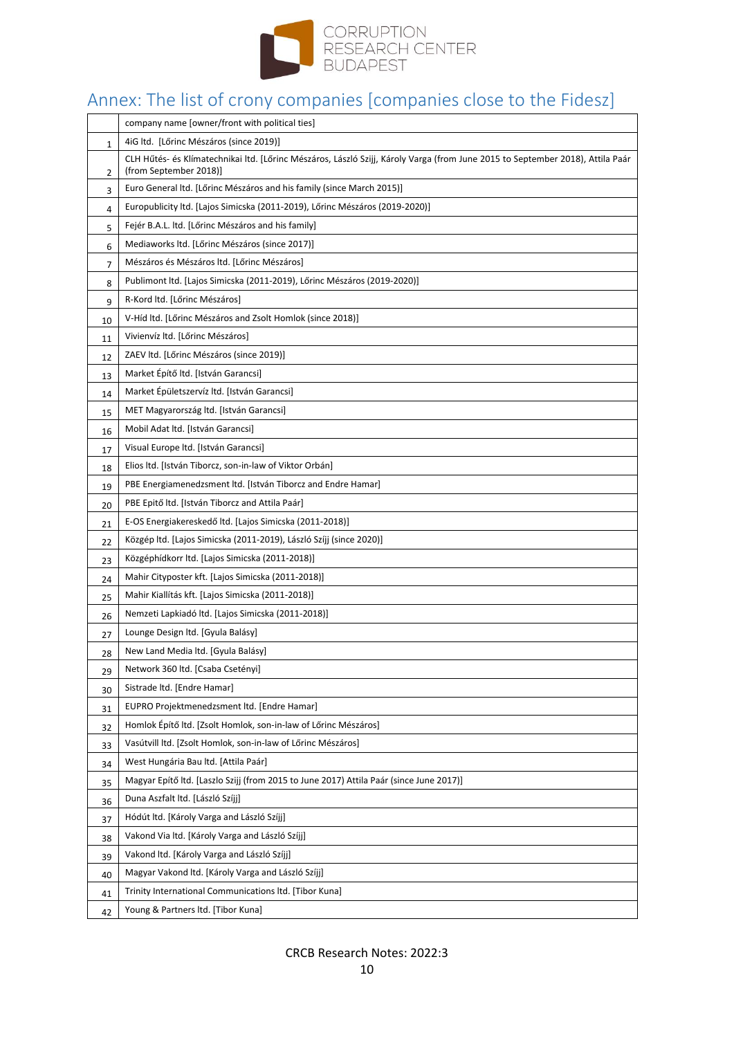## Annex: The list of crony companies [companies close to the Fidesz]

| | company name [owner/front with political ties] |
|---|---|
| 1 | 4iG ltd. [Lőrinc Mészáros (since 2019)] |
| 2 | CLH Hűtés- és Klímatechnikai ltd. [Lőrinc Mészáros, László Szijj, Károly Varga (from June 2015 to September 2018), Attila Paár (from September 2018)] |
| 3 | Euro General ltd. [Lőrinc Mészáros and his family (since March 2015)] |
| 4 | Europublicity ltd. [Lajos Simicska (2011-2019), Lőrinc Mészáros (2019-2020)] |
| 5 | Fejér B.A.L. ltd. [Lőrinc Mészáros and his family] |
| 6 | Mediaworks ltd. [Lőrinc Mészáros (since 2017)] |
| 7 | Mészáros és Mészáros ltd. [Lőrinc Mészáros] |
| 8 | Publimont ltd. [Lajos Simicska (2011-2019), Lőrinc Mészáros (2019-2020)] |
| 9 | R-Kord ltd. [Lőrinc Mészáros] |
| 10 | V-Híd ltd. [Lőrinc Mészáros and Zsolt Homlok (since 2018)] |
| 11 | Vivienvíz ltd. [Lőrinc Mészáros] |
| 12 | ZAEV ltd. [Lőrinc Mészáros (since 2019)] |
| 13 | Market Építő ltd. [István Garancsi] |
| 14 | Market Épületszervíz ltd. [István Garancsi] |
| 15 | MET Magyarország ltd. [István Garancsi] |
| 16 | Mobil Adat ltd. [István Garancsi] |
| 17 | Visual Europe ltd. [István Garancsi] |
| 18 | Elios ltd. [István Tiborcz, son-in-law of Viktor Orbán] |
| 19 | PBE Energiamenedzsment ltd. [István Tiborcz and Endre Hamar] |
| 20 | PBE Epitő ltd. [István Tiborcz and Attila Paár] |
| 21 | E-OS Energiakereskedő ltd. [Lajos Simicska (2011-2018)] |
| 22 | Közgép ltd. [Lajos Simicska (2011-2019), László Szíjj (since 2020)] |
| 23 | Közgéphídkorr ltd. [Lajos Simicska (2011-2018)] |
| 24 | Mahir Cityposter kft. [Lajos Simicska (2011-2018)] |
| 25 | Mahir Kiallítás kft. [Lajos Simicska (2011-2018)] |
| 26 | Nemzeti Lapkiadó ltd. [Lajos Simicska (2011-2018)] |
| 27 | Lounge Design ltd. [Gyula Balásy] |
| 28 | New Land Media ltd. [Gyula Balásy] |
| 29 | Network 360 ltd. [Csaba Csetényi] |
| 30 | Sistrade ltd. [Endre Hamar] |
| 31 | EUPRO Projektmenedzsment ltd. [Endre Hamar] |
| 32 | Homlok Építő ltd. [Zsolt Homlok, son-in-law of Lőrinc Mészáros] |
| 33 | Vasútvill ltd. [Zsolt Homlok, son-in-law of Lőrinc Mészáros] |
| 34 | West Hungária Bau ltd. [Attila Paár] |
| 35 | Magyar Epítő ltd. [Laszlo Szijj (from 2015 to June 2017) Attila Paár (since June 2017)] |
| 36 | Duna Aszfalt ltd. [László Szíjj] |
| 37 | Hódút ltd. [Károly Varga and László Szíjj] |
| 38 | Vakond Via ltd. [Károly Varga and László Szíjj] |
| 39 | Vakond ltd. [Károly Varga and László Szíjj] |
| 40 | Magyar Vakond ltd. [Károly Varga and László Szíjj] |
| 41 | Trinity International Communications ltd. [Tibor Kuna] |
| 42 | Young & Partners ltd. [Tibor Kuna] |